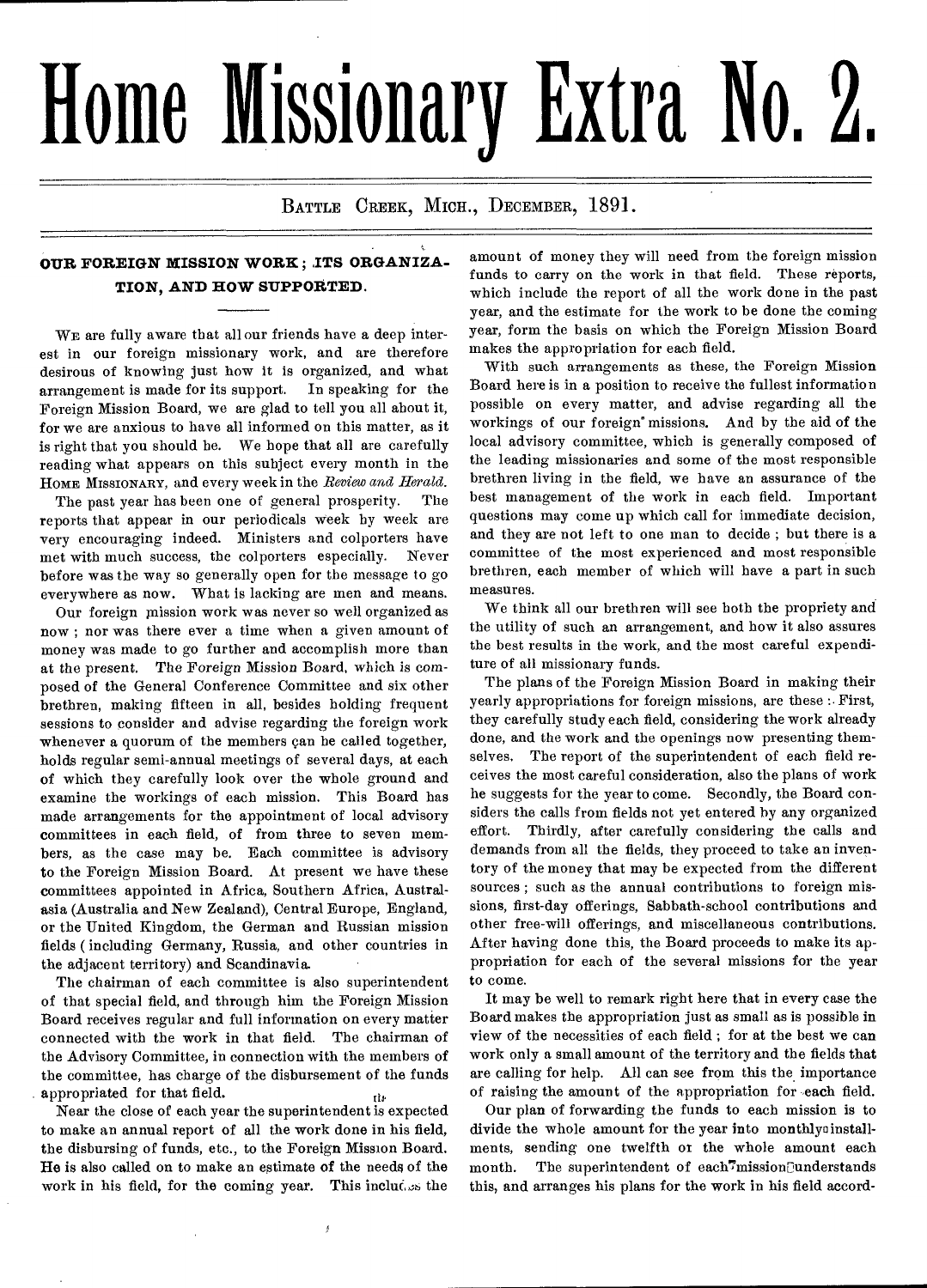# Home Missionary Extra No. 2.

BATTLE CREEK, MICH., DECEMBER, 1891.

## OUR FOREIGN MISSION WORK; ITS ORGANIZATION, AND HOW SUPPORTED.

WE are fully aware that all our friends have a deep interest in our foreign missionary work, and are therefore desirous of knowing just how it is organized, and what arrangement is made for its support. In speaking for the Foreign Mission Board, we are glad to tell you all about it, for we are anxious to have all informed on this matter, as it is right that you should be. We hope that all are carefully reading what appears on this subject every month in the HOME MISSIONARY, and every week in the *Review and Herald*.

The past year has been one of general prosperity. The reports that appear in our periodicals week by week are very encouraging indeed. Ministers and colporters have met with much success, the colporters especially. Never before was the way so generally open for the message to go everywhere as now. What is lacking are men and means.

Our foreign mission work was never so well organized as now; nor was there ever a time when a given amount of money was made to go further and accomplish more than at the present. The Foreign Mission Board, which is composed of the General Conference Committee and six other brethren, making fifteen in all, besides holding frequent sessions to consider and advise regarding the foreign work whenever a quorum of the members can be called together, holds regular semi-annual meetings of several days, at each of which they carefully look over the whole ground and examine the workings of each mission. This Board has made arrangements for the appointment of local advisory committees in each field, of from three to seven members, as the case may be. Each committee is advisory to the Foreign Mission Board. At present we have these committees appointed in Africa, Southern Africa, Australasia (Australia and New Zealand), Central Europe, England, or the United Kingdom, the German and Russian mission fields (including Germany, Russia, and other countries in the adjacent territory) and Scandinavia.

The chairman of each committee is also superintendent of that special field, and through him the Foreign Mission Board receives regular and full information on every matter connected with the work in that field. The chairman of the Advisory Committee, in connection with the members of the committee, has charge of the disbursement of the funds appropriated for that field.

Near the close of each year the superintendent is expected to make an annual report of all the work done in his field, the disbursing of funds, etc., to the Foreign Mission Board. He is also called on to make an estimate of the needs of the work in his field, for the coming year. This includes the amount of money they will need from the foreign mission funds to carry on the work in that field. These reports, which include the report of all the work done in the past year, and the estimate for the work to be done the coming year, form the basis on which the Foreign Mission Board makes the appropriation for each field.

With such arrangements as these, the Foreign Mission Board here is in a position to receive the fullest information possible on every matter, and advise regarding all the workings of our foreign missions. And by the aid of the local advisory committee, which is generally composed of the leading missionaries and some of the most responsible brethren living in the field, we have an assurance of the best management of the work in each field. Important questions may come up which call for immediate decision, and they are not left to one man to decide; but there is a committee of the most experienced and most responsible brethren, each member of which will have a part in such measures.

We think all our brethren will see both the propriety and the utility of such an arrangement, and how it also assures the best results in the work, and the most careful expenditure of all missionary funds.

The plans of the Foreign Mission Board in making their yearly appropriations for foreign missions, are these: First, they carefully study each field, considering the work already done, and the work and the openings now presenting themselves. The report of the superintendent of each field receives the most careful consideration, also the plans of work he suggests for the year to come. Secondly, the Board considers the calls from fields not yet entered by any organized effort. Thirdly, after carefully considering the calls and demands from all the fields, they proceed to take an inventory of the money that may be expected from the different sources; such as the annual contributions to foreign missions, first-day offerings, Sabbath-school contributions and other free-will offerings, and miscellaneous contributions. After having done this, the Board proceeds to make its appropriation for each of the several missions for the year to come.

It may be well to remark right here that in every case the Board makes the appropriation just as small as is possible in view of the necessities of each field; for at the best we can work only a small amount of the territory and the fields that are calling for help. All can see from this the importance of raising the amount of the appropriation for each field.

Our plan of forwarding the funds to each mission is to divide the whole amount for the year into monthly installments, sending one twelfth of the whole amount each month. The superintendent of each mission understands this, and arranges his plans for the work in his field accord-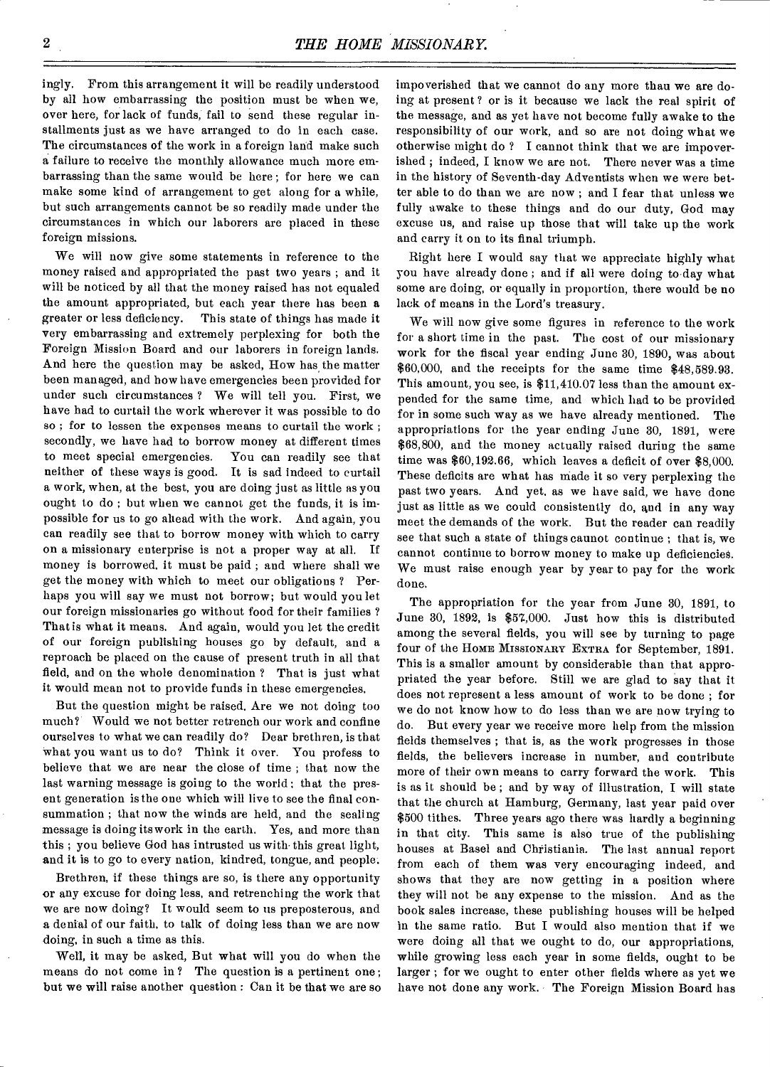ingly. From this arrangement it will be readily understood by all how embarrassing the position must be when we, over here, for lack of funds, fail to send these regular installments just as we have arranged to do in each case. The circumstances of the work in a foreign land make such a failure to receive the monthly allowance much more embarrassing than the same would be here; for here we can make some kind of arrangement to get along for a while, but such arrangements cannot be so readily made under the circumstances in which our laborers are placed in these foreign missions.

We will now give some statements in reference to the money raised and appropriated the past two years; and it will be noticed by all that the money raised has not equaled the amount appropriated, but each year there has been a greater or less deficiency. This state of things has made it very embarrassing and extremely perplexing for both the Foreign Mission Board and our laborers in foreign lands. And here the question may be asked, How has the matter been managed, and how have emergencies been provided for under such circumstances? We will tell you. First, we have had to curtail the work wherever it was possible to do so; for to lessen the expenses means to curtail the work; secondly, we have had to borrow money at different times to meet special emergencies. You can readily see that neither of these ways is good. It is sad indeed to curtail a work, when, at the best, you are doing just as little as you ought to do; but when we cannot get the funds, it is impossible for us to go ahead with the work. And again, you can readily see that to borrow money with which to carry on a missionary enterprise is not a proper way at all. If money is borrowed, it must be paid; and where shall we get the money with which to meet our obligations? Perhaps you will say we must not borrow; but would you let our foreign missionaries go without food for their families? That is what it means. And again, would you let the credit of our foreign publishing houses go by default, and a reproach be placed on the cause of present truth in all that field, and on the whole denomination? That is just what it would mean not to provide funds in these emergencies.

But the question might be raised, Are we not doing too much? Would we not better retrench our work and confine ourselves to what we can readily do? Dear brethren, is that what you want us to do? Think it over. You profess to believe that we are near the close of time; that now the last warning message is going to the world; that the present generation is the one which will live to see the final consummation; that now the winds are held, and the sealing message is doing its work in the earth. Yes, and more than this; you believe God has intrusted us with this great light, and it is to go to every nation, kindred, tongue, and people.

Brethren, if these things are so, is there any opportunity or any excuse for doing less, and retrenching the work that we are now doing? It would seem to us preposterous, and a denial of our faith, to talk of doing less than we are now doing, in such a time as this.

Well, it may be asked, But what will you do when the means do not come in? The question is a pertinent one; but we will raise another question: Can it be that we are so impoverished that we cannot do any more than we are doing at present? or is it because we lack the real spirit of the message, and as yet have not become fully awake to the responsibility of our work, and so are not doing what we otherwise might do? I cannot think that we are impoverished; indeed, I know we are not. There never was a time in the history of Seventh-day Adventists when we were better able to do than we are now; and I fear that unless we fully awake to these things and do our duty, God may excuse us, and raise up those that will take up the work and carry it on to its final triumph.

Right here I would say that we appreciate highly what you have already done; and if all were doing to-day what some are doing, or equally in proportion, there would be no lack of means in the Lord's treasury.

We will now give some figures in reference to the work for a short time in the past. The cost of our missionary work for the fiscal year ending June 30, 1890, was about $60,000, and the receipts for the same time $48,589.93. This amount, you see, is $11,410.07 less than the amount expended for the same time, and which had to be provided for in some such way as we have already mentioned. The appropriations for the year ending June 30, 1891, were $68,800, and the money actually raised during the same time was $60,192.66, which leaves a deficit of over $8,000. These deficits are what has made it so very perplexing the past two years. And yet, as we have said, we have done just as little as we could consistently do, and in any way meet the demands of the work. But the reader can readily see that such a state of things cannot continue; that is, we cannot continue to borrow money to make up deficiencies. We must raise enough year by year to pay for the work done.

The appropriation for the year from June 30, 1891, to June 30, 1892, is $57,000. Just how this is distributed among the several fields, you will see by turning to page four of the HOME MISSIONARY EXTRA for September, 1891. This is a smaller amount by considerable than that appropriated the year before. Still we are glad to say that it does not represent a less amount of work to be done; for we do not know how to do less than we are now trying to do. But every year we receive more help from the mission fields themselves; that is, as the work progresses in those fields, the believers increase in number, and contribute more of their own means to carry forward the work. This is as it should be; and by way of illustration, I will state that the church at Hamburg, Germany, last year paid over $500 tithes. Three years ago there was hardly a beginning in that city. This same is also true of the publishing houses at Basel and Christiania. The last annual report from each of them was very encouraging indeed, and shows that they are now getting in a position where they will not be any expense to the mission. And as the book sales increase, these publishing houses will be helped in the same ratio. But I would also mention that if we were doing all that we ought to do, our appropriations, while growing less each year in some fields, ought to be larger; for we ought to enter other fields where as yet we have not done any work. The Foreign Mission Board has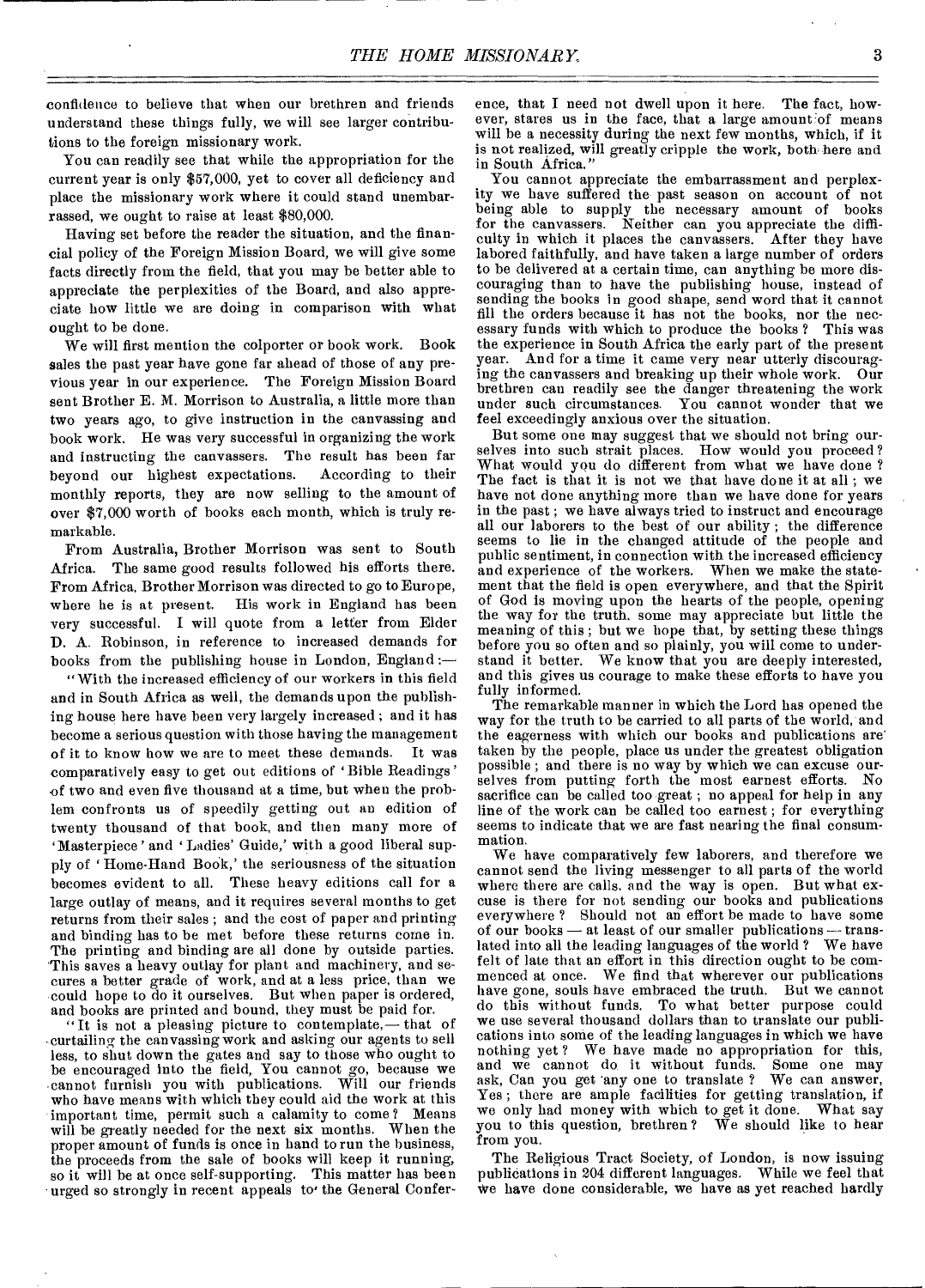confidence to believe that when our brethren and friends understand these things fully, we will see larger contributions to the foreign missionary work.

You can readily see that while the appropriation for the current year is only $57,000, yet to cover all deficiency and place the missionary work where it could stand unembarrassed, we ought to raise at least $80,000.

Having set before the reader the situation, and the financial policy of the Foreign Mission Board, we will give some facts directly from the field, that you may be better able to appreciate the perplexities of the Board, and also appreciate how little we are doing in comparison with what ought to be done.

We will first mention the colporter or book work. Book sales the past year have gone far ahead of those of any previous year in our experience. The Foreign Mission Board sent Brother E. M. Morrison to Australia, a little more than two years ago, to give instruction in the canvassing and book work. He was very successful in organizing the work and instructing the canvassers. The result has been far beyond our highest expectations. According to their monthly reports, they are now selling to the amount of over $7,000 worth of books each month, which is truly remarkable.

From Australia, Brother Morrison was sent to South Africa. The same good results followed his efforts there. From Africa, Brother Morrison was directed to go to Europe, where he is at present. His work in England has been very successful. I will quote from a letter from Elder D. A. Robinson, in reference to increased demands for books from the publishing house in London, England:—

"With the increased efficiency of our workers in this field and in South Africa as well, the demands upon the publishing house here have been very largely increased; and it has become a serious question with those having the management of it to know how we are to meet these demands. It was comparatively easy to get out editions of 'Bible Readings' of two and even five thousand at a time, but when the problem confronts us of speedily getting out an edition of twenty thousand of that book, and then many more of 'Masterpiece' and 'Ladies' Guide,' with a good liberal supply of 'Home-Hand Book,' the seriousness of the situation becomes evident to all. These heavy editions call for a large outlay of means, and it requires several months to get returns from their sales; and the cost of paper and printing and binding has to be met before these returns come in. The printing and binding are all done by outside parties. This saves a heavy outlay for plant and machinery, and secures a better grade of work, and at a less price, than we could hope to do it ourselves. But when paper is ordered, and books are printed and bound, they must be paid for.

"It is not a pleasing picture to contemplate,— that of curtailing the canvassing work and asking our agents to sell less, to shut down the gates and say to those who ought to be encouraged into the field, You cannot go, because we cannot furnish you with publications. Will our friends who have means with which they could aid the work at this important time, permit such a calamity to come? Means will be greatly needed for the next six months. When the proper amount of funds is once in hand to run the business, the proceeds from the sale of books will keep it running, so it will be at once self-supporting. This matter has been urged so strongly in recent appeals to the General Conference, that I need not dwell upon it here. The fact, however, stares us in the face, that a large amount of means will be a necessity during the next few months, which, if it is not realized, will greatly cripple the work, both here and in South Africa."

You cannot appreciate the embarrassment and perplexity we have suffered the past season on account of not being able to supply the necessary amount of books for the canvassers. Neither can you appreciate the difficulty in which it places the canvassers. After they have labored faithfully, and have taken a large number of orders to be delivered at a certain time, can anything be more discouraging than to have the publishing house, instead of sending the books in good shape, send word that it cannot fill the orders because it has not the books, nor the necessary funds with which to produce the books? This was the experience in South Africa the early part of the present year. And for a time it came very near utterly discouraging the canvassers and breaking up their whole work. Our brethren can readily see the danger threatening the work under such circumstances. You cannot wonder that we feel exceedingly anxious over the situation.

But some one may suggest that we should not bring ourselves into such strait places. How would you proceed? What would you do different from what we have done? The fact is that it is not we that have done it at all; we have not done anything more than we have done for years in the past; we have always tried to instruct and encourage all our laborers to the best of our ability; the difference seems to lie in the changed attitude of the people and public sentiment, in connection with the increased efficiency and experience of the workers. When we make the statement that the field is open everywhere, and that the Spirit of God is moving upon the hearts of the people, opening the way for the truth, some may appreciate but little the meaning of this; but we hope that, by setting these things before you so often and so plainly, you will come to understand it better. We know that you are deeply interested, and this gives us courage to make these efforts to have you fully informed.

The remarkable manner in which the Lord has opened the way for the truth to be carried to all parts of the world, and the eagerness with which our books and publications are taken by the people, place us under the greatest obligation possible; and there is no way by which we can excuse ourselves from putting forth the most earnest efforts. No sacrifice can be called too great; no appeal for help in any line of the work can be called too earnest; for everything seems to indicate that we are fast nearing the final consummation.

We have comparatively few laborers, and therefore we cannot send the living messenger to all parts of the world where there are calls, and the way is open. But what excuse is there for not sending our books and publications everywhere? Should not an effort be made to have some of our books — at least of our smaller publications — translated into all the leading languages of the world? We have felt of late that an effort in this direction ought to be commenced at once. We find that wherever our publications have gone, souls have embraced the truth. But we cannot do this without funds. To what better purpose could we use several thousand dollars than to translate our publications into some of the leading languages in which we have nothing yet? We have made no appropriation for this, and we cannot do it without funds. Some one may ask, Can you get any one to translate? We can answer, Yes; there are ample facilities for getting translation, if we only had money with which to get it done. What say you to this question, brethren? We should like to hear from you.

The Religious Tract Society, of London, is now issuing publications in 204 different languages. While we feel that we have done considerable, we have as yet reached hardly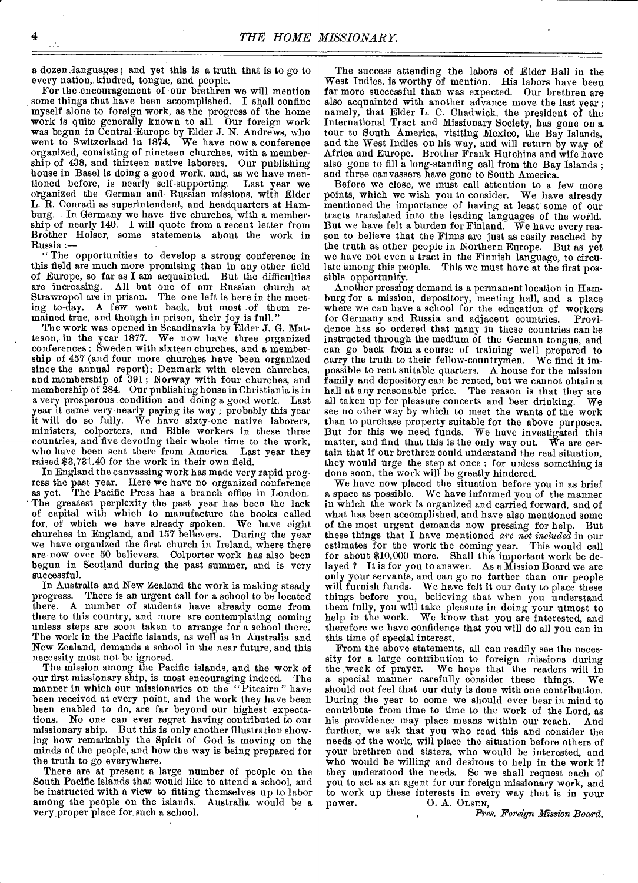a dozen languages; and yet this is a truth that is to go to every nation, kindred, tongue, and people.

For the encouragement of our brethren we will mention some things that have been accomplished. I shall confine myself alone to foreign work, as the progress of the home work is quite generally known to all. Our foreign work was begun in Central Europe by Elder J. N. Andrews, who went to Switzerland in 1874. We have now a conference organized, consisting of nineteen churches, with a membership of 438, and thirteen native laborers. Our publishing house in Basel is doing a good work, and, as we have mentioned before, is nearly self-supporting. Last year we organized the German and Russian missions, with Elder L. R. Conradi as superintendent, and headquarters at Hamburg. In Germany we have five churches, with a membership of nearly 140. I will quote from a recent letter from Brother Holser, some statements about the work in Russia:—

"The opportunities to develop a strong conference in this field are much more promising than in any other field of Europe, so far as I am acquainted. But the difficulties are increasing. All but one of our Russian church at Strawropol are in prison. The one left is here in the meeting to-day. A few went back, but most of them remained true, and though in prison, their joy is full."

The work was opened in Scandinavia by Elder J. G. Matteson, in the year 1877. We now have three organized conferences: Sweden with sixteen churches, and a membership of 457 (and four more churches have been organized since the annual report); Denmark with eleven churches, and membership of 391; Norway with four churches, and membership of 284. Our publishing house in Christiania is in a very prosperous condition and doing a good work. Last year it came very nearly paying its way; probably this year it will do so fully. We have sixty-one native laborers, ministers, colporters, and Bible workers in these three countries, and five devoting their whole time to the work, who have been sent there from America. Last year they raised $3,731.40 for the work in their own field.

In England the canvassing work has made very rapid progress the past year. Here we have no organized conference as yet. The Pacific Press has a branch office in London. The greatest perplexity the past year has been the lack of capital with which to manufacture the books called for, of which we have already spoken. We have eight churches in England, and 157 believers. During the year we have organized the first church in Ireland, where there are now over 50 believers. Colporter work has also been begun in Scotland during the past summer, and is very successful.

In Australia and New Zealand the work is making steady progress. There is an urgent call for a school to be located there. A number of students have already come from there to this country, and more are contemplating coming unless steps are soon taken to arrange for a school there. The work in the Pacific islands, as well as in Australia and New Zealand, demands a school in the near future, and this necessity must not be ignored.

The mission among the Pacific islands, and the work of our first missionary ship, is most encouraging indeed. The manner in which our missionaries on the "Pitcairn" have been received at every point, and the work they have been been enabled to do, are far beyond our highest expectations. No one can ever regret having contributed to our missionary ship. But this is only another illustration showing how remarkably the Spirit of God is moving on the minds of the people, and how the way is being prepared for the truth to go everywhere.

There are at present a large number of people on the South Pacific islands that would like to attend a school, and be instructed with a view to fitting themselves up to labor among the people on the islands. Australia would be a very proper place for such a school.

The success attending the labors of Elder Ball in the West Indies, is worthy of mention. His labors have been far more successful than was expected. Our brethren are also acquainted with another advance move the last year; namely, that Elder L. C. Chadwick, the president of the International Tract and Missionary Society, has gone on a tour to South America, visiting Mexico, the Bay Islands, and the West Indies on his way, and will return by way of Africa and Europe. Brother Frank Hutchins and wife have also gone to fill a long-standing call from the Bay Islands; and three canvassers have gone to South America.

Before we close, we must call attention to a few more points, which we wish you to consider. We have already mentioned the importance of having at least some of our tracts translated into the leading languages of the world. But we have felt a burden for Finland. We have every reason to believe that the Finns are just as easily reached by the truth as other people in Northern Europe. But as yet we have not even a tract in the Finnish language, to circulate among this people. This we must have at the first possible opportunity.

Another pressing demand is a permanent location in Hamburg for a mission, depository, meeting hall, and a place where we can have a school for the education of workers for Germany and Russia and adjacent countries. Providence has so ordered that many in these countries can be instructed through the medium of the German tongue, and can go back from a course of training well prepared to carry the truth to their fellow-countrymen. We find it impossible to rent suitable quarters. A house for the mission family and depository can be rented, but we cannot obtain a hall at any reasonable price. The reason is that they are all taken up for pleasure concerts and beer drinking. We see no other way by which to meet the wants of the work than to purchase property suitable for the above purposes. But for this we need funds. We have investigated this matter, and find that this is the only way out. We are certain that if our brethren could understand the real situation, they would urge the step at once; for unless something is done soon, the work will be greatly hindered.

We have now placed the situation before you in as brief a space as possible. We have informed you of the manner in which the work is organized and carried forward, and of what has been accomplished, and have also mentioned some of the most urgent demands now pressing for help. But these things that I have mentioned *are not included* in our estimates for the work the coming year. This would call for about $10,000 more. Shall this important work be delayed? It is for you to answer. As a Mission Board we are only your servants, and can go no farther than our people will furnish funds. We have felt it our duty to place these things before you, believing that when you understand them fully, you will take pleasure in doing your utmost to help in the work. We know that you are interested, and therefore we have confidence that you will do all you can in this time of special interest.

From the above statements, all can readily see the necessity for a large contribution to foreign missions during the week of prayer. We hope that the readers will in a special manner carefully consider these things. We should not feel that our duty is done with one contribution. During the year to come we should ever bear in mind to contribute from time to time to the work of the Lord, as his providence may place means within our reach. And further, we ask that you who read this and consider the needs of the work, will place the situation before others of your brethren and sisters, who would be interested, and who would be willing and desirous to help in the work if they understood the needs. So we shall request each of you to act as an agent for our foreign missionary work, and to work up these interests in every way that is in your power.

O. A. OLSEN,
*Pres. Foreign Mission Board.*